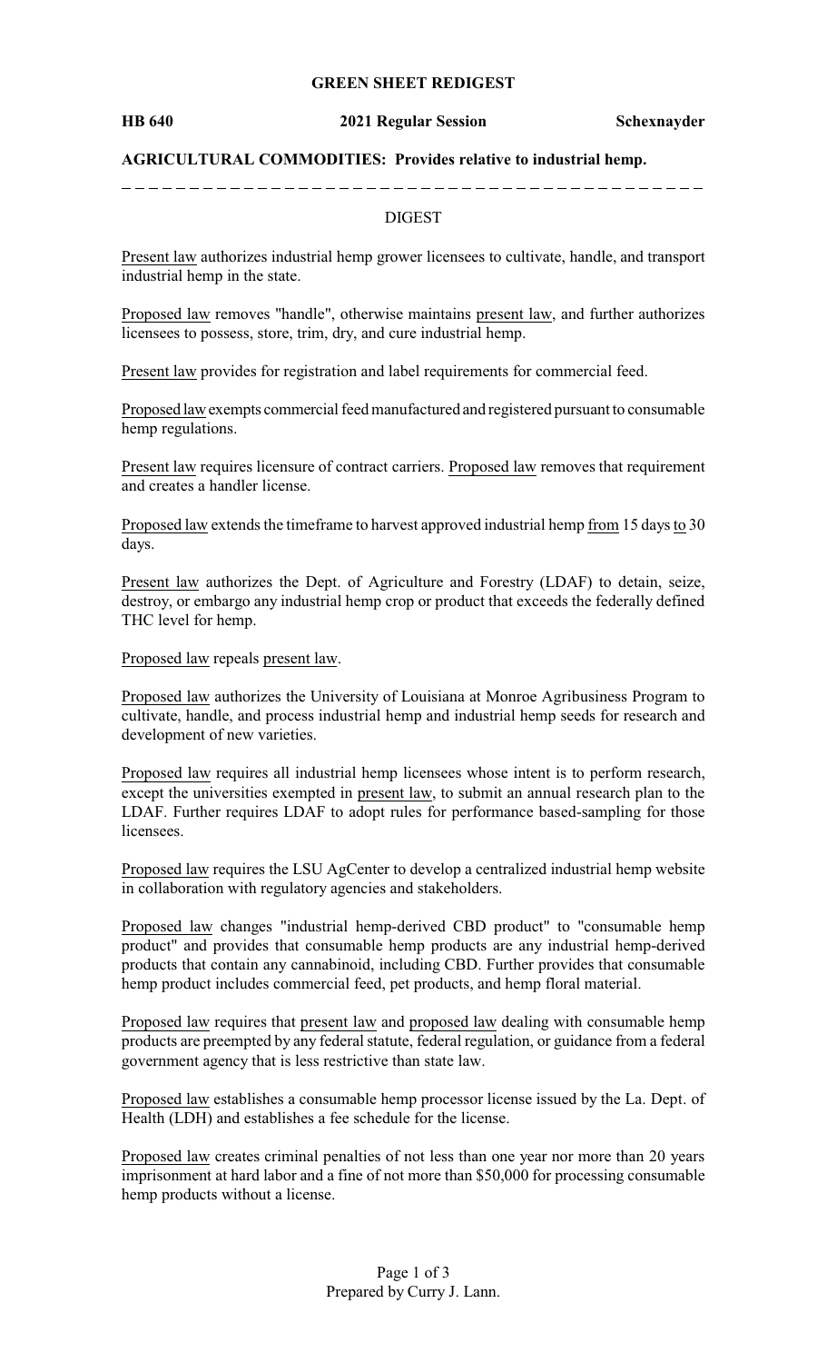# GREEN SHEET REDIGEST

**HB 640** **2021 Regular Session** **Schexnayder**

**AGRICULTURAL COMMODITIES: Provides relative to industrial hemp.**

---

DIGEST

Present law authorizes industrial hemp grower licensees to cultivate, handle, and transport industrial hemp in the state.

Proposed law removes "handle", otherwise maintains present law, and further authorizes licensees to possess, store, trim, dry, and cure industrial hemp.

Present law provides for registration and label requirements for commercial feed.

Proposed law exempts commercial feed manufactured and registered pursuant to consumable hemp regulations.

Present law requires licensure of contract carriers. Proposed law removes that requirement and creates a handler license.

Proposed law extends the timeframe to harvest approved industrial hemp from 15 days to 30 days.

Present law authorizes the Dept. of Agriculture and Forestry (LDAF) to detain, seize, destroy, or embargo any industrial hemp crop or product that exceeds the federally defined THC level for hemp.

Proposed law repeals present law.

Proposed law authorizes the University of Louisiana at Monroe Agribusiness Program to cultivate, handle, and process industrial hemp and industrial hemp seeds for research and development of new varieties.

Proposed law requires all industrial hemp licensees whose intent is to perform research, except the universities exempted in present law, to submit an annual research plan to the LDAF. Further requires LDAF to adopt rules for performance based-sampling for those licensees.

Proposed law requires the LSU AgCenter to develop a centralized industrial hemp website in collaboration with regulatory agencies and stakeholders.

Proposed law changes "industrial hemp-derived CBD product" to "consumable hemp product" and provides that consumable hemp products are any industrial hemp-derived products that contain any cannabinoid, including CBD. Further provides that consumable hemp product includes commercial feed, pet products, and hemp floral material.

Proposed law requires that present law and proposed law dealing with consumable hemp products are preempted by any federal statute, federal regulation, or guidance from a federal government agency that is less restrictive than state law.

Proposed law establishes a consumable hemp processor license issued by the La. Dept. of Health (LDH) and establishes a fee schedule for the license.

Proposed law creates criminal penalties of not less than one year nor more than 20 years imprisonment at hard labor and a fine of not more than $50,000 for processing consumable hemp products without a license.

Prepared by Curry J. Lann.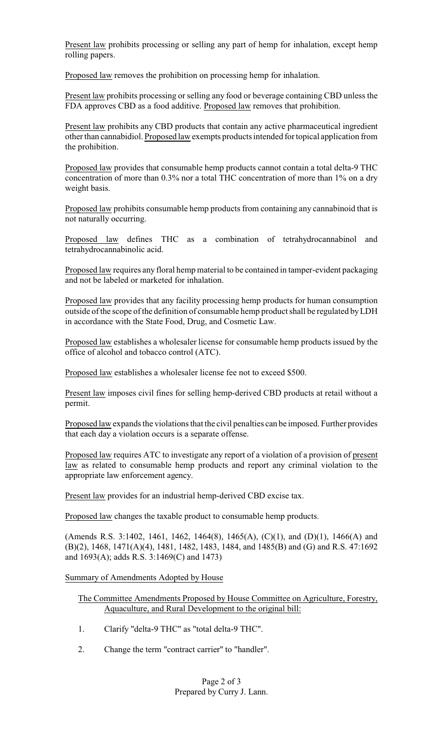Present law prohibits processing or selling any part of hemp for inhalation, except hemp rolling papers.

Proposed law removes the prohibition on processing hemp for inhalation.

Present law prohibits processing or selling any food or beverage containing CBD unless the FDA approves CBD as a food additive. Proposed law removes that prohibition.

Present law prohibits any CBD products that contain any active pharmaceutical ingredient other than cannabidiol. Proposed law exempts products intended for topical application from the prohibition.

Proposed law provides that consumable hemp products cannot contain a total delta-9 THC concentration of more than 0.3% nor a total THC concentration of more than 1% on a dry weight basis.

Proposed law prohibits consumable hemp products from containing any cannabinoid that is not naturally occurring.

Proposed law defines THC as a combination of tetrahydrocannabinol and tetrahydrocannabinolic acid.

Proposed law requires any floral hemp material to be contained in tamper-evident packaging and not be labeled or marketed for inhalation.

Proposed law provides that any facility processing hemp products for human consumption outside of the scope of the definition of consumable hemp product shall be regulated by LDH in accordance with the State Food, Drug, and Cosmetic Law.

Proposed law establishes a wholesaler license for consumable hemp products issued by the office of alcohol and tobacco control (ATC).

Proposed law establishes a wholesaler license fee not to exceed $500.

Present law imposes civil fines for selling hemp-derived CBD products at retail without a permit.

Proposed law expands the violations that the civil penalties can be imposed. Further provides that each day a violation occurs is a separate offense.

Proposed law requires ATC to investigate any report of a violation of a provision of present law as related to consumable hemp products and report any criminal violation to the appropriate law enforcement agency.

Present law provides for an industrial hemp-derived CBD excise tax.

Proposed law changes the taxable product to consumable hemp products.

(Amends R.S. 3:1402, 1461, 1462, 1464(8), 1465(A), (C)(1), and (D)(1), 1466(A) and (B)(2), 1468, 1471(A)(4), 1481, 1482, 1483, 1484, and 1485(B) and (G) and R.S. 47:1692 and 1693(A); adds R.S. 3:1469(C) and 1473)

Summary of Amendments Adopted by House

The Committee Amendments Proposed by House Committee on Agriculture, Forestry, Aquaculture, and Rural Development to the original bill:

1. Clarify "delta-9 THC" as "total delta-9 THC".
2. Change the term "contract carrier" to "handler".

Prepared by Curry J. Lann.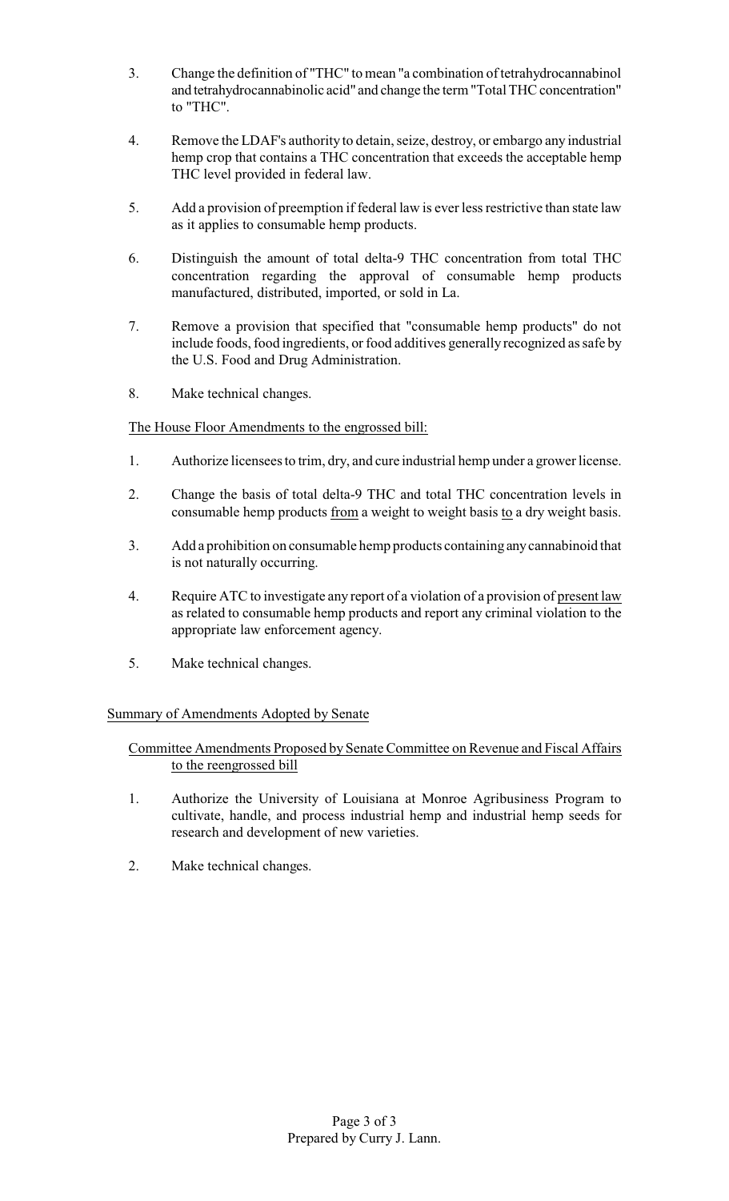3. Change the definition of "THC" to mean "a combination of tetrahydrocannabinol and tetrahydrocannabinolic acid" and change the term "Total THC concentration" to "THC".

4. Remove the LDAF's authority to detain, seize, destroy, or embargo any industrial hemp crop that contains a THC concentration that exceeds the acceptable hemp THC level provided in federal law.

5. Add a provision of preemption if federal law is ever less restrictive than state law as it applies to consumable hemp products.

6. Distinguish the amount of total delta-9 THC concentration from total THC concentration regarding the approval of consumable hemp products manufactured, distributed, imported, or sold in La.

7. Remove a provision that specified that "consumable hemp products" do not include foods, food ingredients, or food additives generally recognized as safe by the U.S. Food and Drug Administration.

8. Make technical changes.

<u>The House Floor Amendments to the engrossed bill:</u>

1. Authorize licensees to trim, dry, and cure industrial hemp under a grower license.

2. Change the basis of total delta-9 THC and total THC concentration levels in consumable hemp products <u>from</u> a weight to weight basis <u>to</u> a dry weight basis.

3. Add a prohibition on consumable hemp products containing any cannabinoid that is not naturally occurring.

4. Require ATC to investigate any report of a violation of a provision of <u>present law</u> as related to consumable hemp products and report any criminal violation to the appropriate law enforcement agency.

5. Make technical changes.

<u>Summary of Amendments Adopted by Senate</u>

<u>Committee Amendments Proposed by Senate Committee on Revenue and Fiscal Affairs to the reengrossed bill</u>

1. Authorize the University of Louisiana at Monroe Agribusiness Program to cultivate, handle, and process industrial hemp and industrial hemp seeds for research and development of new varieties.

2. Make technical changes.

Prepared by Curry J. Lann.